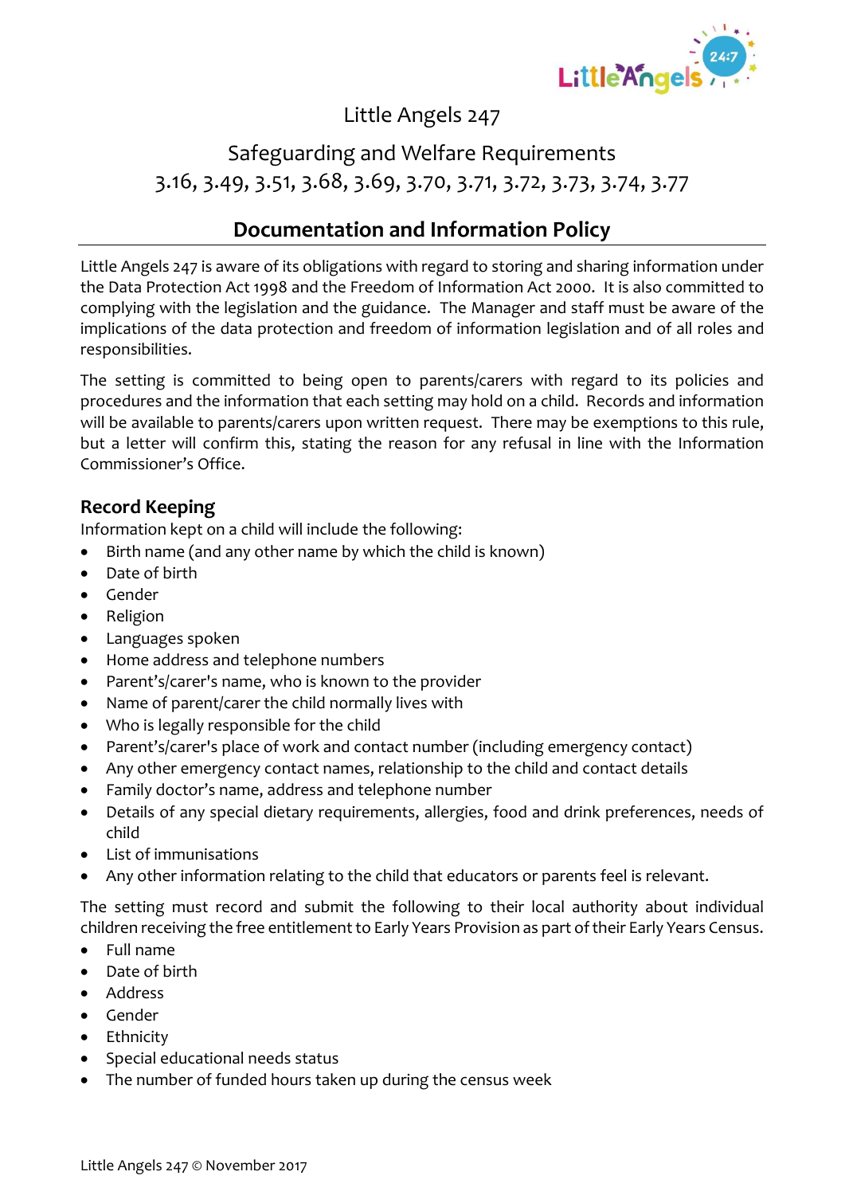Little Angels 247

Safeguarding and Welfare Requirements
3.16, 3.49, 3.51, 3.68, 3.69, 3.70, 3.71, 3.72, 3.73, 3.74, 3.77

# Documentation and Information Policy

Little Angels 247 is aware of its obligations with regard to storing and sharing information under the Data Protection Act 1998 and the Freedom of Information Act 2000. It is also committed to complying with the legislation and the guidance. The Manager and staff must be aware of the implications of the data protection and freedom of information legislation and of all roles and responsibilities.

The setting is committed to being open to parents/carers with regard to its policies and procedures and the information that each setting may hold on a child. Records and information will be available to parents/carers upon written request. There may be exemptions to this rule, but a letter will confirm this, stating the reason for any refusal in line with the Information Commissioner's Office.

## Record Keeping

Information kept on a child will include the following:

- Birth name (and any other name by which the child is known)
- Date of birth
- Gender
- Religion
- Languages spoken
- Home address and telephone numbers
- Parent's/carer's name, who is known to the provider
- Name of parent/carer the child normally lives with
- Who is legally responsible for the child
- Parent's/carer's place of work and contact number (including emergency contact)
- Any other emergency contact names, relationship to the child and contact details
- Family doctor's name, address and telephone number
- Details of any special dietary requirements, allergies, food and drink preferences, needs of child
- List of immunisations
- Any other information relating to the child that educators or parents feel is relevant.

The setting must record and submit the following to their local authority about individual children receiving the free entitlement to Early Years Provision as part of their Early Years Census.

- Full name
- Date of birth
- Address
- Gender
- Ethnicity
- Special educational needs status
- The number of funded hours taken up during the census week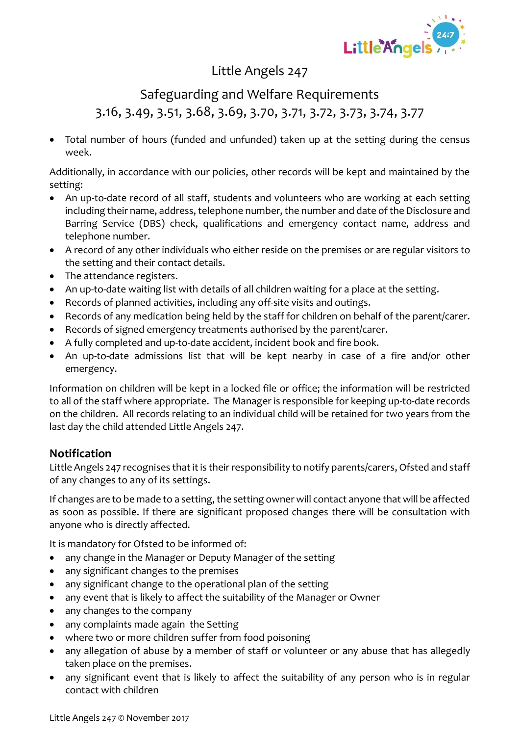# Little Angels 247

## Safeguarding and Welfare Requirements
## 3.16, 3.49, 3.51, 3.68, 3.69, 3.70, 3.71, 3.72, 3.73, 3.74, 3.77

- Total number of hours (funded and unfunded) taken up at the setting during the census week.

Additionally, in accordance with our policies, other records will be kept and maintained by the setting:

- An up-to-date record of all staff, students and volunteers who are working at each setting including their name, address, telephone number, the number and date of the Disclosure and Barring Service (DBS) check, qualifications and emergency contact name, address and telephone number.
- A record of any other individuals who either reside on the premises or are regular visitors to the setting and their contact details.
- The attendance registers.
- An up-to-date waiting list with details of all children waiting for a place at the setting.
- Records of planned activities, including any off-site visits and outings.
- Records of any medication being held by the staff for children on behalf of the parent/carer.
- Records of signed emergency treatments authorised by the parent/carer.
- A fully completed and up-to-date accident, incident book and fire book.
- An up-to-date admissions list that will be kept nearby in case of a fire and/or other emergency.

Information on children will be kept in a locked file or office; the information will be restricted to all of the staff where appropriate. The Manager is responsible for keeping up-to-date records on the children. All records relating to an individual child will be retained for two years from the last day the child attended Little Angels 247.

### Notification

Little Angels 247 recognises that it is their responsibility to notify parents/carers, Ofsted and staff of any changes to any of its settings.

If changes are to be made to a setting, the setting owner will contact anyone that will be affected as soon as possible. If there are significant proposed changes there will be consultation with anyone who is directly affected.

It is mandatory for Ofsted to be informed of:

- any change in the Manager or Deputy Manager of the setting
- any significant changes to the premises
- any significant change to the operational plan of the setting
- any event that is likely to affect the suitability of the Manager or Owner
- any changes to the company
- any complaints made again the Setting
- where two or more children suffer from food poisoning
- any allegation of abuse by a member of staff or volunteer or any abuse that has allegedly taken place on the premises.
- any significant event that is likely to affect the suitability of any person who is in regular contact with children

Little Angels 247 © November 2017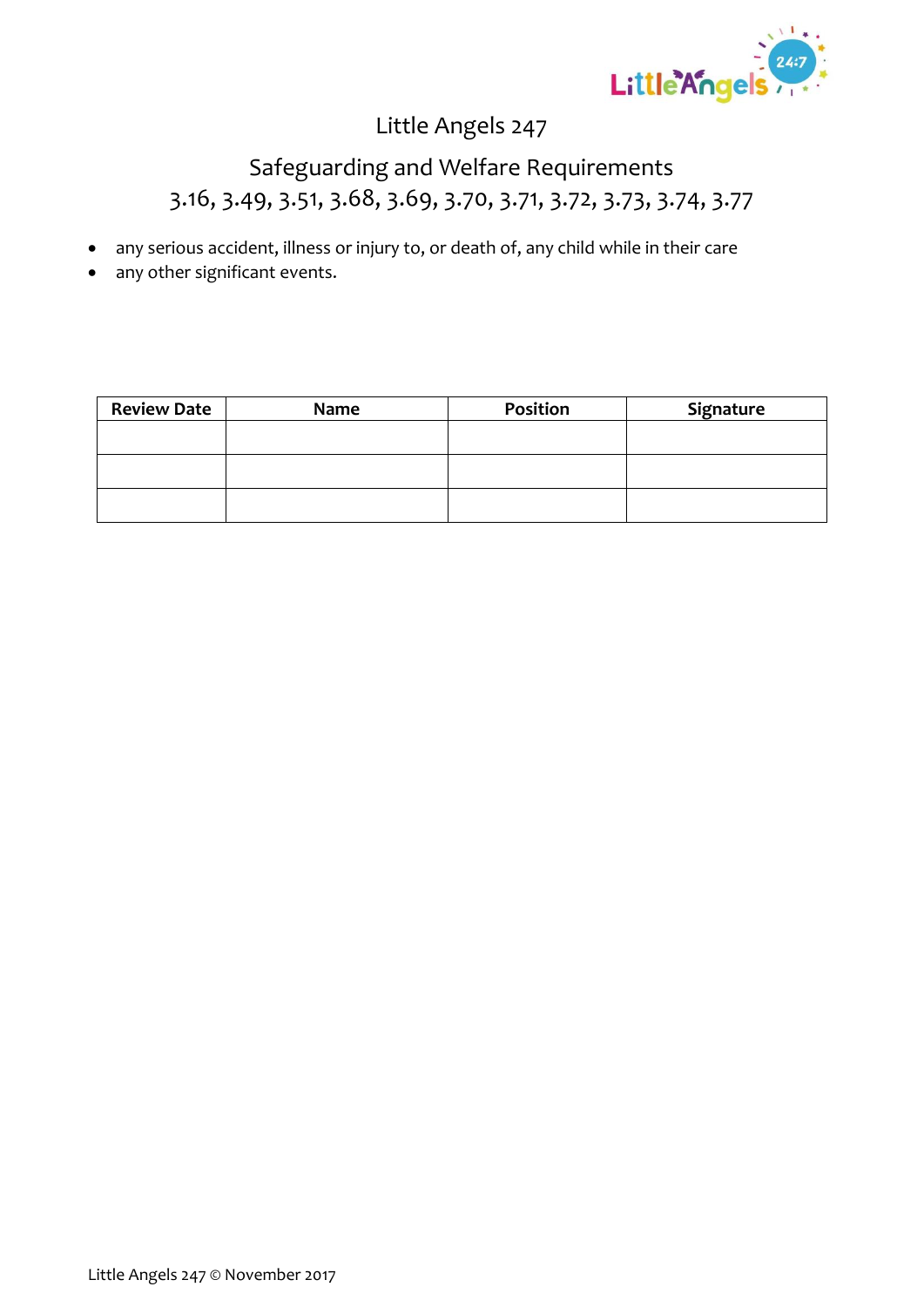Little Angels 247

Safeguarding and Welfare Requirements
3.16, 3.49, 3.51, 3.68, 3.69, 3.70, 3.71, 3.72, 3.73, 3.74, 3.77

- any serious accident, illness or injury to, or death of, any child while in their care
- any other significant events.

| Review Date | Name | Position | Signature |
|---|---|---|---|
| | | | |
| | | | |
| | | | |

Little Angels 247 © November 2017